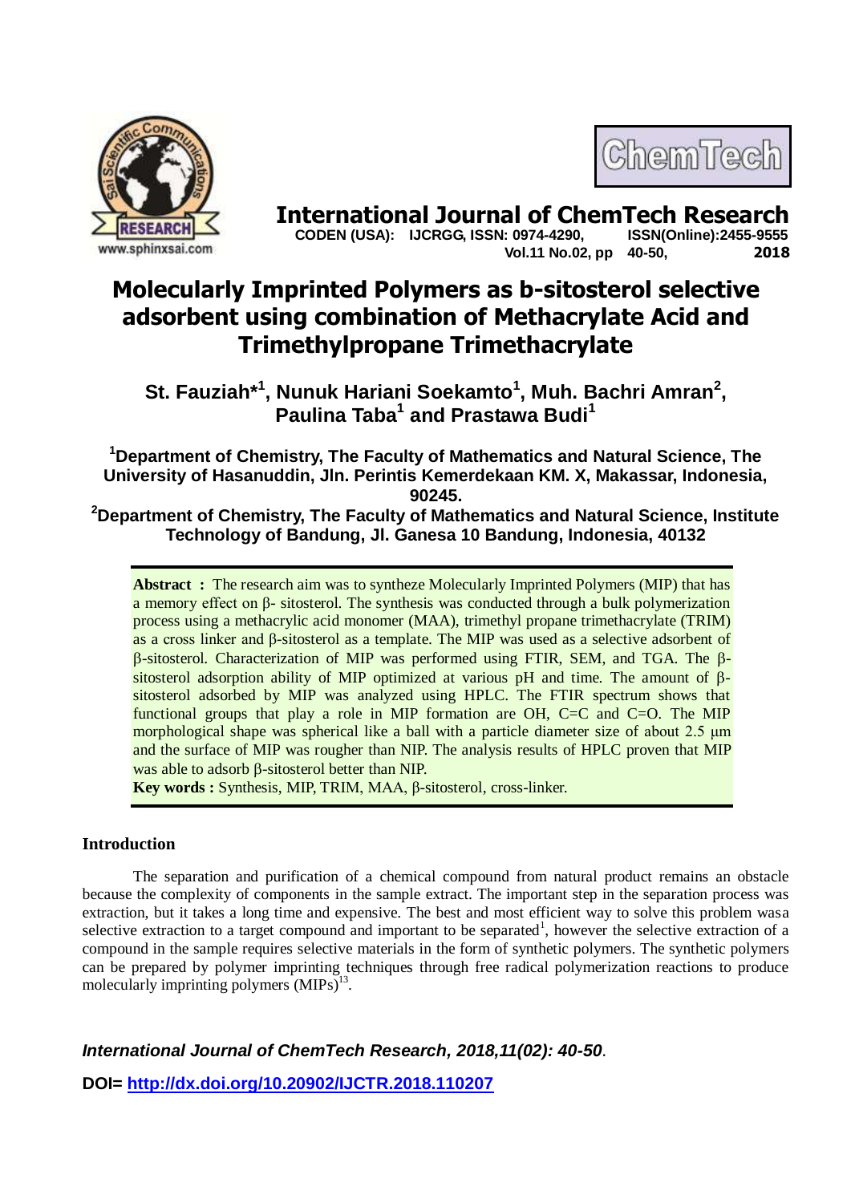# Molecularly Imprinted Polymers as b-sitosterol selective adsorbent using combination of Methacrylate Acid and Trimethylpropane Trimethacrylate

**St. Fauziah*[1], Nunuk Hariani Soekamto[1], Muh. Bachri Amran[2], Paulina Taba[1] and Prastawa Budi[1]**

**[1]Department of Chemistry, The Faculty of Mathematics and Natural Science, The University of Hasanuddin, Jln. Perintis Kemerdekaan KM. X, Makassar, Indonesia, 90245.**

**[2]Department of Chemistry, The Faculty of Mathematics and Natural Science, Institute Technology of Bandung, Jl. Ganesa 10 Bandung, Indonesia, 40132**

**Abstract :** The research aim was to syntheze Molecularly Imprinted Polymers (MIP) that has a memory effect on β- sitosterol. The synthesis was conducted through a bulk polymerization process using a methacrylic acid monomer (MAA), trimethyl propane trimethacrylate (TRIM) as a cross linker and β-sitosterol as a template. The MIP was used as a selective adsorbent of β-sitosterol. Characterization of MIP was performed using FTIR, SEM, and TGA. The β-sitosterol adsorption ability of MIP optimized at various pH and time. The amount of β-sitosterol adsorbed by MIP was analyzed using HPLC. The FTIR spectrum shows that functional groups that play a role in MIP formation are OH, C=C and C=O. The MIP morphological shape was spherical like a ball with a particle diameter size of about 2.5 μm and the surface of MIP was rougher than NIP. The analysis results of HPLC proven that MIP was able to adsorb β-sitosterol better than NIP.

**Key words :** Synthesis, MIP, TRIM, MAA, β-sitosterol, cross-linker.

## Introduction

The separation and purification of a chemical compound from natural product remains an obstacle because the complexity of components in the sample extract. The important step in the separation process was extraction, but it takes a long time and expensive. The best and most efficient way to solve this problem wasa selective extraction to a target compound and important to be separated[1], however the selective extraction of a compound in the sample requires selective materials in the form of synthetic polymers. The synthetic polymers can be prepared by polymer imprinting techniques through free radical polymerization reactions to produce molecularly imprinting polymers (MIPs)[13].

*International Journal of ChemTech Research, 2018,11(02): 40-50.*

**DOI= http://dx.doi.org/10.20902/IJCTR.2018.110207**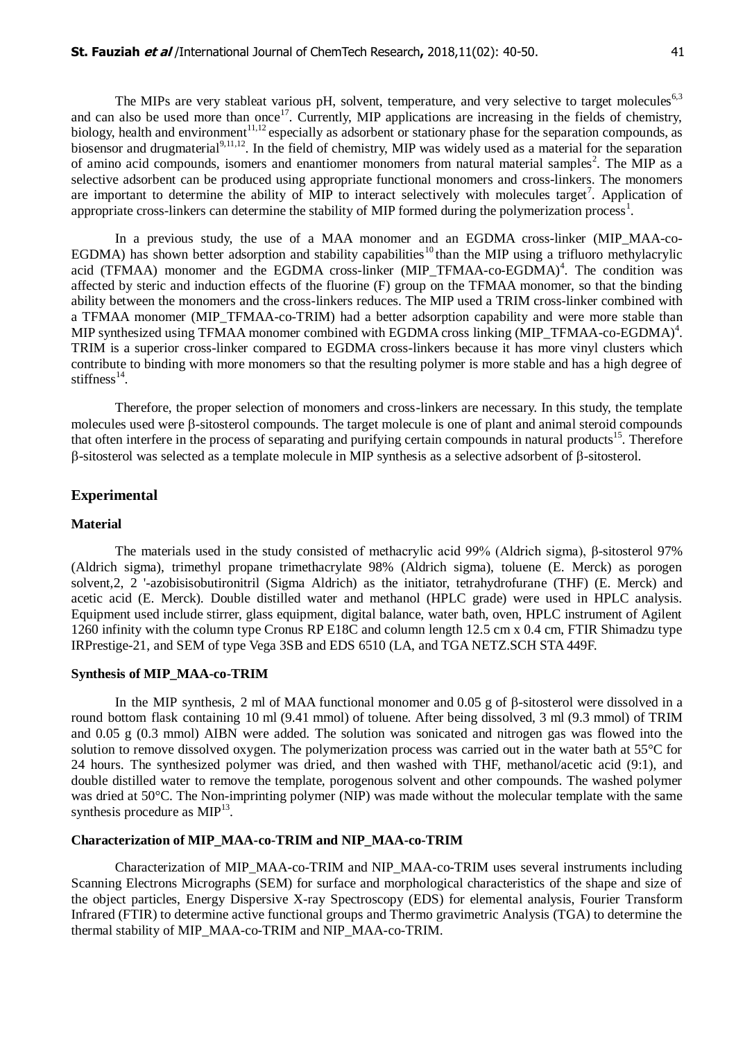The MIPs are very stableat various pH, solvent, temperature, and very selective to target molecules[6,3] and can also be used more than once[17]. Currently, MIP applications are increasing in the fields of chemistry, biology, health and environment[11,12] especially as adsorbent or stationary phase for the separation compounds, as biosensor and drugmaterial[9,11,12]. In the field of chemistry, MIP was widely used as a material for the separation of amino acid compounds, isomers and enantiomer monomers from natural material samples[2]. The MIP as a selective adsorbent can be produced using appropriate functional monomers and cross-linkers. The monomers are important to determine the ability of MIP to interact selectively with molecules target[7]. Application of appropriate cross-linkers can determine the stability of MIP formed during the polymerization process[1].

In a previous study, the use of a MAA monomer and an EGDMA cross-linker (MIP_MAA-co-EGDMA) has shown better adsorption and stability capabilities[10] than the MIP using a trifluoro methylacrylic acid (TFMAA) monomer and the EGDMA cross-linker (MIP_TFMAA-co-EGDMA)[4]. The condition was affected by steric and induction effects of the fluorine (F) group on the TFMAA monomer, so that the binding ability between the monomers and the cross-linkers reduces. The MIP used a TRIM cross-linker combined with a TFMAA monomer (MIP_TFMAA-co-TRIM) had a better adsorption capability and were more stable than MIP synthesized using TFMAA monomer combined with EGDMA cross linking (MIP_TFMAA-co-EGDMA)[4]. TRIM is a superior cross-linker compared to EGDMA cross-linkers because it has more vinyl clusters which contribute to binding with more monomers so that the resulting polymer is more stable and has a high degree of stiffness[14].

Therefore, the proper selection of monomers and cross-linkers are necessary. In this study, the template molecules used were β-sitosterol compounds. The target molecule is one of plant and animal steroid compounds that often interfere in the process of separating and purifying certain compounds in natural products[15]. Therefore β-sitosterol was selected as a template molecule in MIP synthesis as a selective adsorbent of β-sitosterol.

## Experimental

### Material

The materials used in the study consisted of methacrylic acid 99% (Aldrich sigma), β-sitosterol 97% (Aldrich sigma), trimethyl propane trimethacrylate 98% (Aldrich sigma), toluene (E. Merck) as porogen solvent,2, 2 '-azobisisobutironitril (Sigma Aldrich) as the initiator, tetrahydrofurane (THF) (E. Merck) and acetic acid (E. Merck). Double distilled water and methanol (HPLC grade) were used in HPLC analysis. Equipment used include stirrer, glass equipment, digital balance, water bath, oven, HPLC instrument of Agilent 1260 infinity with the column type Cronus RP E18C and column length 12.5 cm x 0.4 cm, FTIR Shimadzu type IRPrestige-21, and SEM of type Vega 3SB and EDS 6510 (LA, and TGA NETZ.SCH STA 449F.

### Synthesis of MIP_MAA-co-TRIM

In the MIP synthesis, 2 ml of MAA functional monomer and 0.05 g of β-sitosterol were dissolved in a round bottom flask containing 10 ml (9.41 mmol) of toluene. After being dissolved, 3 ml (9.3 mmol) of TRIM and 0.05 g (0.3 mmol) AIBN were added. The solution was sonicated and nitrogen gas was flowed into the solution to remove dissolved oxygen. The polymerization process was carried out in the water bath at 55°C for 24 hours. The synthesized polymer was dried, and then washed with THF, methanol/acetic acid (9:1), and double distilled water to remove the template, porogenous solvent and other compounds. The washed polymer was dried at 50°C. The Non-imprinting polymer (NIP) was made without the molecular template with the same synthesis procedure as MIP[13].

### Characterization of MIP_MAA-co-TRIM and NIP_MAA-co-TRIM

Characterization of MIP_MAA-co-TRIM and NIP_MAA-co-TRIM uses several instruments including Scanning Electrons Micrographs (SEM) for surface and morphological characteristics of the shape and size of the object particles, Energy Dispersive X-ray Spectroscopy (EDS) for elemental analysis, Fourier Transform Infrared (FTIR) to determine active functional groups and Thermo gravimetric Analysis (TGA) to determine the thermal stability of MIP_MAA-co-TRIM and NIP_MAA-co-TRIM.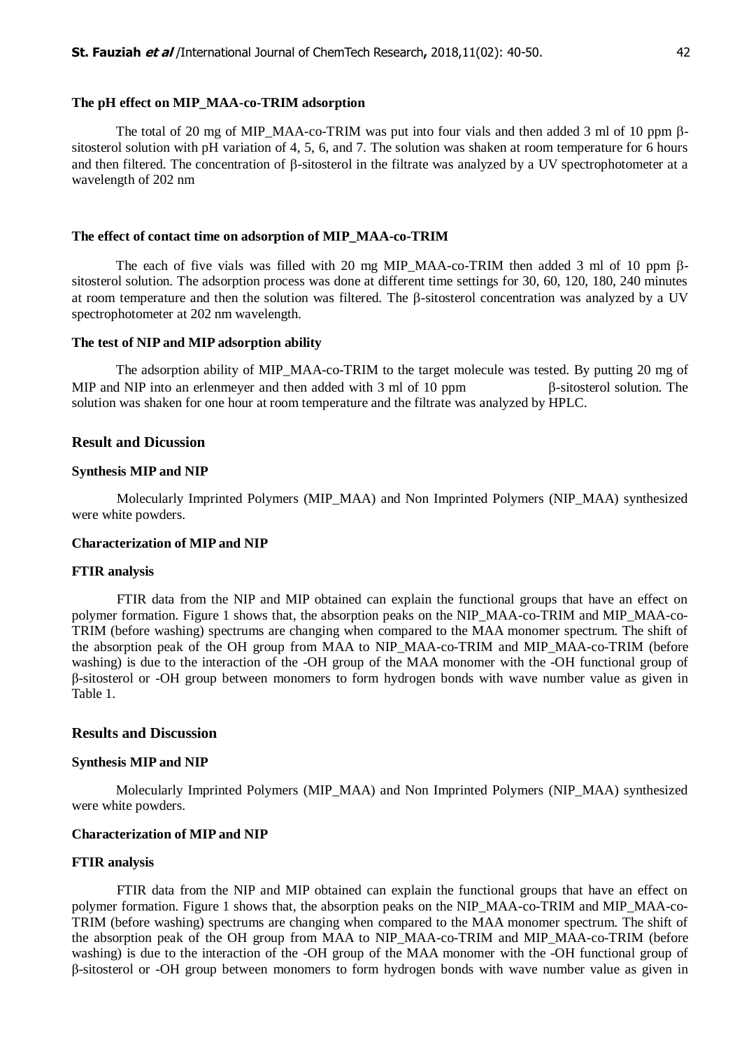#### The pH effect on MIP_MAA-co-TRIM adsorption

The total of 20 mg of MIP_MAA-co-TRIM was put into four vials and then added 3 ml of 10 ppm β-sitosterol solution with pH variation of 4, 5, 6, and 7. The solution was shaken at room temperature for 6 hours and then filtered. The concentration of β-sitosterol in the filtrate was analyzed by a UV spectrophotometer at a wavelength of 202 nm

#### The effect of contact time on adsorption of MIP_MAA-co-TRIM

The each of five vials was filled with 20 mg MIP_MAA-co-TRIM then added 3 ml of 10 ppm β-sitosterol solution. The adsorption process was done at different time settings for 30, 60, 120, 180, 240 minutes at room temperature and then the solution was filtered. The β-sitosterol concentration was analyzed by a UV spectrophotometer at 202 nm wavelength.

#### The test of NIP and MIP adsorption ability

The adsorption ability of MIP_MAA-co-TRIM to the target molecule was tested. By putting 20 mg of MIP and NIP into an erlenmeyer and then added with 3 ml of 10 ppm β-sitosterol solution. The solution was shaken for one hour at room temperature and the filtrate was analyzed by HPLC.

## Result and Dicussion

#### Synthesis MIP and NIP

Molecularly Imprinted Polymers (MIP_MAA) and Non Imprinted Polymers (NIP_MAA) synthesized were white powders.

#### Characterization of MIP and NIP

#### FTIR analysis

FTIR data from the NIP and MIP obtained can explain the functional groups that have an effect on polymer formation. Figure 1 shows that, the absorption peaks on the NIP_MAA-co-TRIM and MIP_MAA-co-TRIM (before washing) spectrums are changing when compared to the MAA monomer spectrum. The shift of the absorption peak of the OH group from MAA to NIP_MAA-co-TRIM and MIP_MAA-co-TRIM (before washing) is due to the interaction of the -OH group of the MAA monomer with the -OH functional group of β-sitosterol or -OH group between monomers to form hydrogen bonds with wave number value as given in Table 1.

## Results and Discussion

#### Synthesis MIP and NIP

Molecularly Imprinted Polymers (MIP_MAA) and Non Imprinted Polymers (NIP_MAA) synthesized were white powders.

#### Characterization of MIP and NIP

#### FTIR analysis

FTIR data from the NIP and MIP obtained can explain the functional groups that have an effect on polymer formation. Figure 1 shows that, the absorption peaks on the NIP_MAA-co-TRIM and MIP_MAA-co-TRIM (before washing) spectrums are changing when compared to the MAA monomer spectrum. The shift of the absorption peak of the OH group from MAA to NIP_MAA-co-TRIM and MIP_MAA-co-TRIM (before washing) is due to the interaction of the -OH group of the MAA monomer with the -OH functional group of β-sitosterol or -OH group between monomers to form hydrogen bonds with wave number value as given in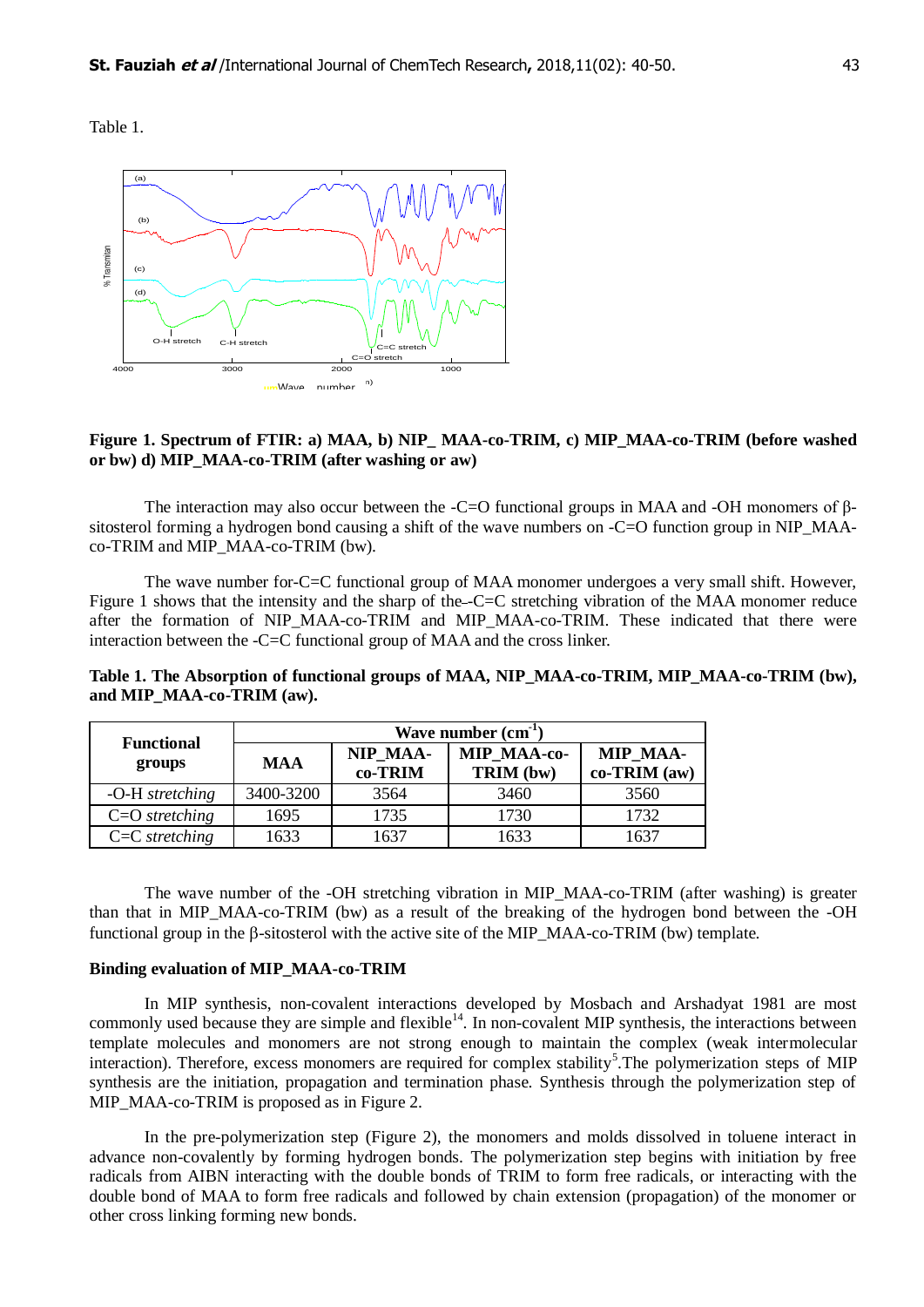Table 1.

**Figure 1. Spectrum of FTIR: a) MAA, b) NIP_ MAA-co-TRIM, c) MIP_MAA-co-TRIM (before washed or bw) d) MIP_MAA-co-TRIM (after washing or aw)**

The interaction may also occur between the -C=O functional groups in MAA and -OH monomers of β-sitosterol forming a hydrogen bond causing a shift of the wave numbers on -C=O function group in NIP_MAA-co-TRIM and MIP_MAA-co-TRIM (bw).

The wave number for-C=C functional group of MAA monomer undergoes a very small shift. However, Figure 1 shows that the intensity and the sharp of the–C=C stretching vibration of the MAA monomer reduce after the formation of NIP_MAA-co-TRIM and MIP_MAA-co-TRIM. These indicated that there were interaction between the -C=C functional group of MAA and the cross linker.

**Table 1. The Absorption of functional groups of MAA, NIP_MAA-co-TRIM, MIP_MAA-co-TRIM (bw), and MIP_MAA-co-TRIM (aw).**

| Functional groups | Wave number ($cm^{-1}$) | | | |
|---|---|---|---|---|
| | MAA | NIP_MAA-co-TRIM | MIP_MAA-co-TRIM (bw) | MIP_MAA-co-TRIM (aw) |
| -O-H *stretching* | 3400-3200 | 3564 | 3460 | 3560 |
| C=O *stretching* | 1695 | 1735 | 1730 | 1732 |
| C=C *stretching* | 1633 | 1637 | 1633 | 1637 |

The wave number of the -OH stretching vibration in MIP_MAA-co-TRIM (after washing) is greater than that in MIP_MAA-co-TRIM (bw) as a result of the breaking of the hydrogen bond between the -OH functional group in the β-sitosterol with the active site of the MIP_MAA-co-TRIM (bw) template.

**Binding evaluation of MIP_MAA-co-TRIM**

In MIP synthesis, non-covalent interactions developed by Mosbach and Arshadyat 1981 are most commonly used because they are simple and flexible[14]. In non-covalent MIP synthesis, the interactions between template molecules and monomers are not strong enough to maintain the complex (weak intermolecular interaction). Therefore, excess monomers are required for complex stability[5].The polymerization steps of MIP synthesis are the initiation, propagation and termination phase. Synthesis through the polymerization step of MIP_MAA-co-TRIM is proposed as in Figure 2.

In the pre-polymerization step (Figure 2), the monomers and molds dissolved in toluene interact in advance non-covalently by forming hydrogen bonds. The polymerization step begins with initiation by free radicals from AIBN interacting with the double bonds of TRIM to form free radicals, or interacting with the double bond of MAA to form free radicals and followed by chain extension (propagation) of the monomer or other cross linking forming new bonds.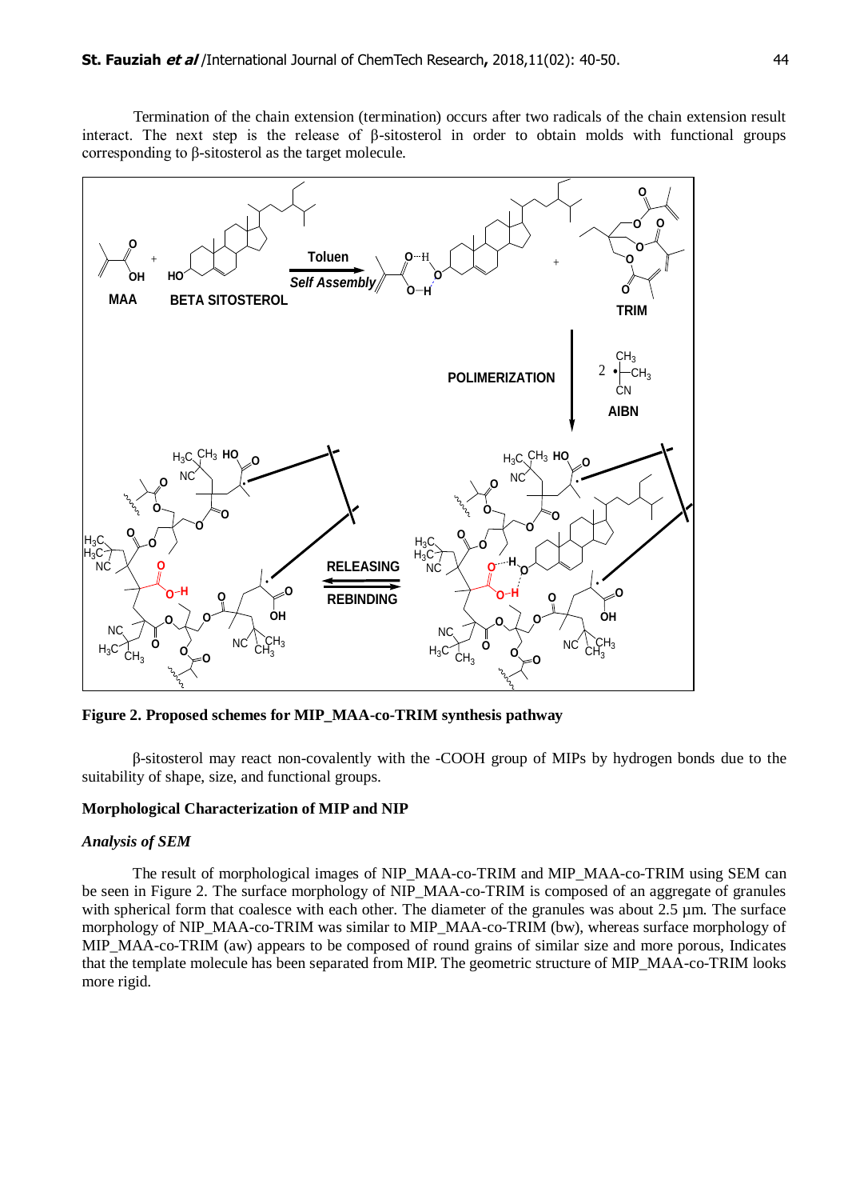Termination of the chain extension (termination) occurs after two radicals of the chain extension result interact. The next step is the release of β-sitosterol in order to obtain molds with functional groups corresponding to β-sitosterol as the target molecule.

**Figure 2. Proposed schemes for MIP_MAA-co-TRIM synthesis pathway**

β-sitosterol may react non-covalently with the -COOH group of MIPs by hydrogen bonds due to the suitability of shape, size, and functional groups.

### Morphological Characterization of MIP and NIP

#### *Analysis of SEM*

The result of morphological images of NIP_MAA-co-TRIM and MIP_MAA-co-TRIM using SEM can be seen in Figure 2. The surface morphology of NIP_MAA-co-TRIM is composed of an aggregate of granules with spherical form that coalesce with each other. The diameter of the granules was about 2.5 µm. The surface morphology of NIP_MAA-co-TRIM was similar to MIP_MAA-co-TRIM (bw), whereas surface morphology of MIP_MAA-co-TRIM (aw) appears to be composed of round grains of similar size and more porous, Indicates that the template molecule has been separated from MIP. The geometric structure of MIP_MAA-co-TRIM looks more rigid.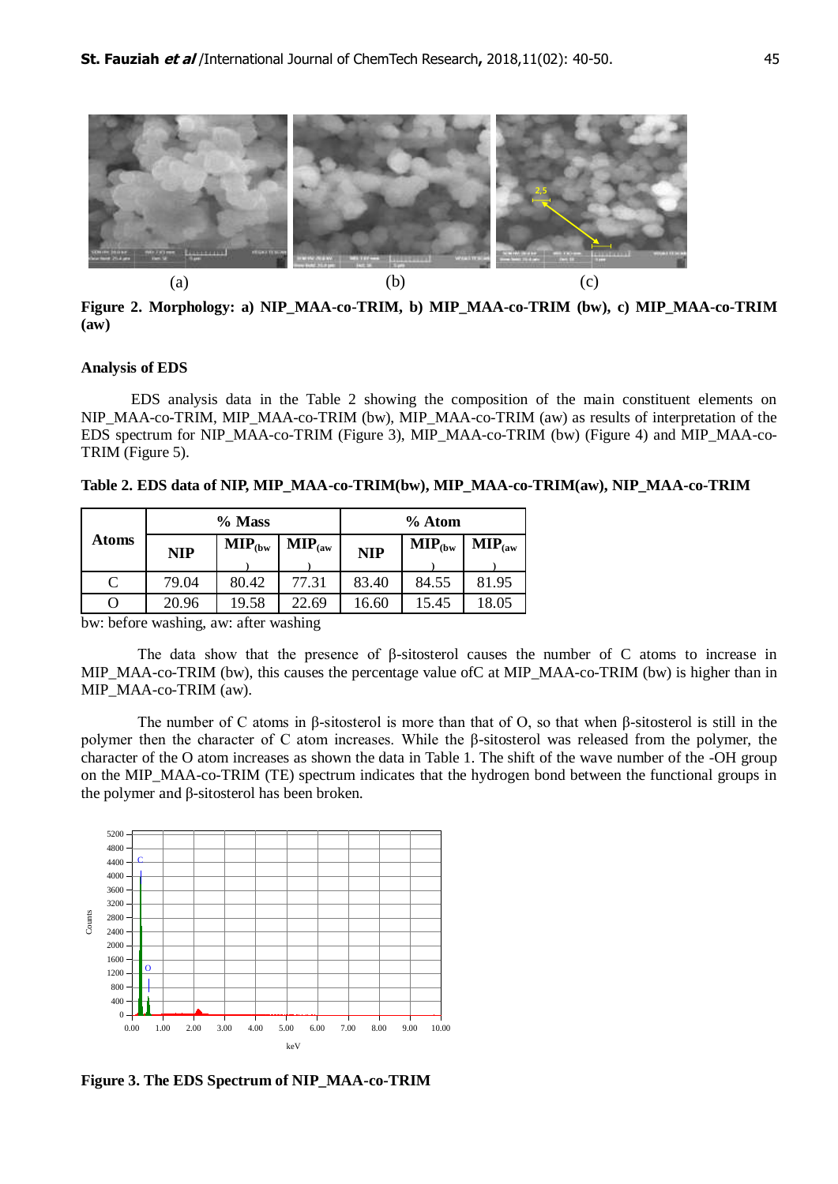(a) (b) (c)

**Figure 2. Morphology: a) NIP_MAA-co-TRIM, b) MIP_MAA-co-TRIM (bw), c) MIP_MAA-co-TRIM (aw)**

**Analysis of EDS**

EDS analysis data in the Table 2 showing the composition of the main constituent elements on NIP_MAA-co-TRIM, MIP_MAA-co-TRIM (bw), MIP_MAA-co-TRIM (aw) as results of interpretation of the EDS spectrum for NIP_MAA-co-TRIM (Figure 3), MIP_MAA-co-TRIM (bw) (Figure 4) and MIP_MAA-co-TRIM (Figure 5).

**Table 2. EDS data of NIP, MIP_MAA-co-TRIM(bw), MIP_MAA-co-TRIM(aw), NIP_MAA-co-TRIM**

| Atoms | % Mass | | | % Atom | | |
|---|---|---|---|---|---|---|
| | NIP | $MIP_{(bw)}$ | $MIP_{(aw)}$ | NIP | $MIP_{(bw)}$ | $MIP_{(aw)}$ |
| C | 79.04 | 80.42 | 77.31 | 83.40 | 84.55 | 81.95 |
| O | 20.96 | 19.58 | 22.69 | 16.60 | 15.45 | 18.05 |

bw: before washing, aw: after washing

The data show that the presence of β-sitosterol causes the number of C atoms to increase in MIP_MAA-co-TRIM (bw), this causes the percentage value ofC at MIP_MAA-co-TRIM (bw) is higher than in MIP_MAA-co-TRIM (aw).

The number of C atoms in β-sitosterol is more than that of O, so that when β-sitosterol is still in the polymer then the character of C atom increases. While the β-sitosterol was released from the polymer, the character of the O atom increases as shown the data in Table 1. The shift of the wave number of the -OH group on the MIP_MAA-co-TRIM (TE) spectrum indicates that the hydrogen bond between the functional groups in the polymer and β-sitosterol has been broken.

**Figure 3. The EDS Spectrum of NIP_MAA-co-TRIM**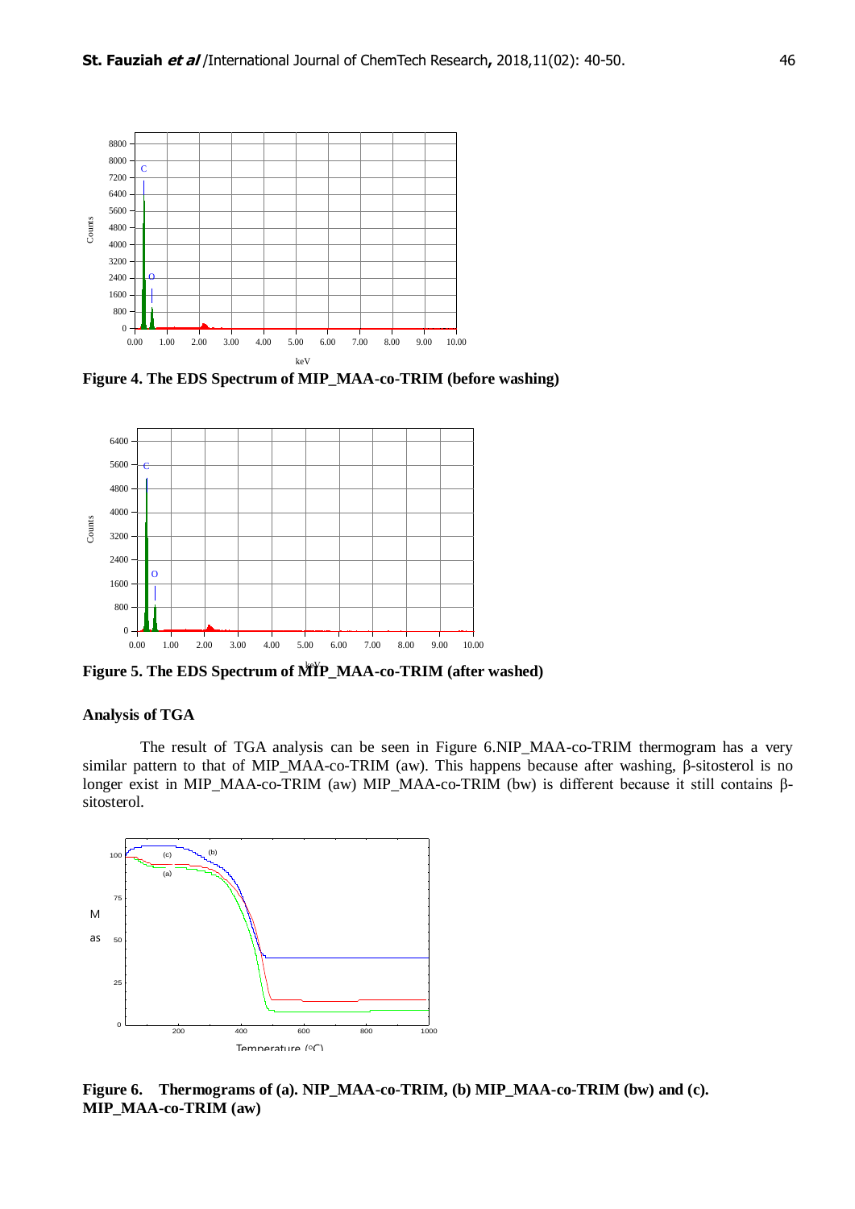Figure 4. The EDS Spectrum of MIP_MAA-co-TRIM (before washing)

Figure 5. The EDS Spectrum of MIP_MAA-co-TRIM (after washed)

## Analysis of TGA

The result of TGA analysis can be seen in Figure 6.NIP_MAA-co-TRIM thermogram has a very similar pattern to that of MIP_MAA-co-TRIM (aw). This happens because after washing, β-sitosterol is no longer exist in MIP_MAA-co-TRIM (aw) MIP_MAA-co-TRIM (bw) is different because it still contains β-sitosterol.

Figure 6. Thermograms of (a). NIP_MAA-co-TRIM, (b) MIP_MAA-co-TRIM (bw) and (c). MIP_MAA-co-TRIM (aw)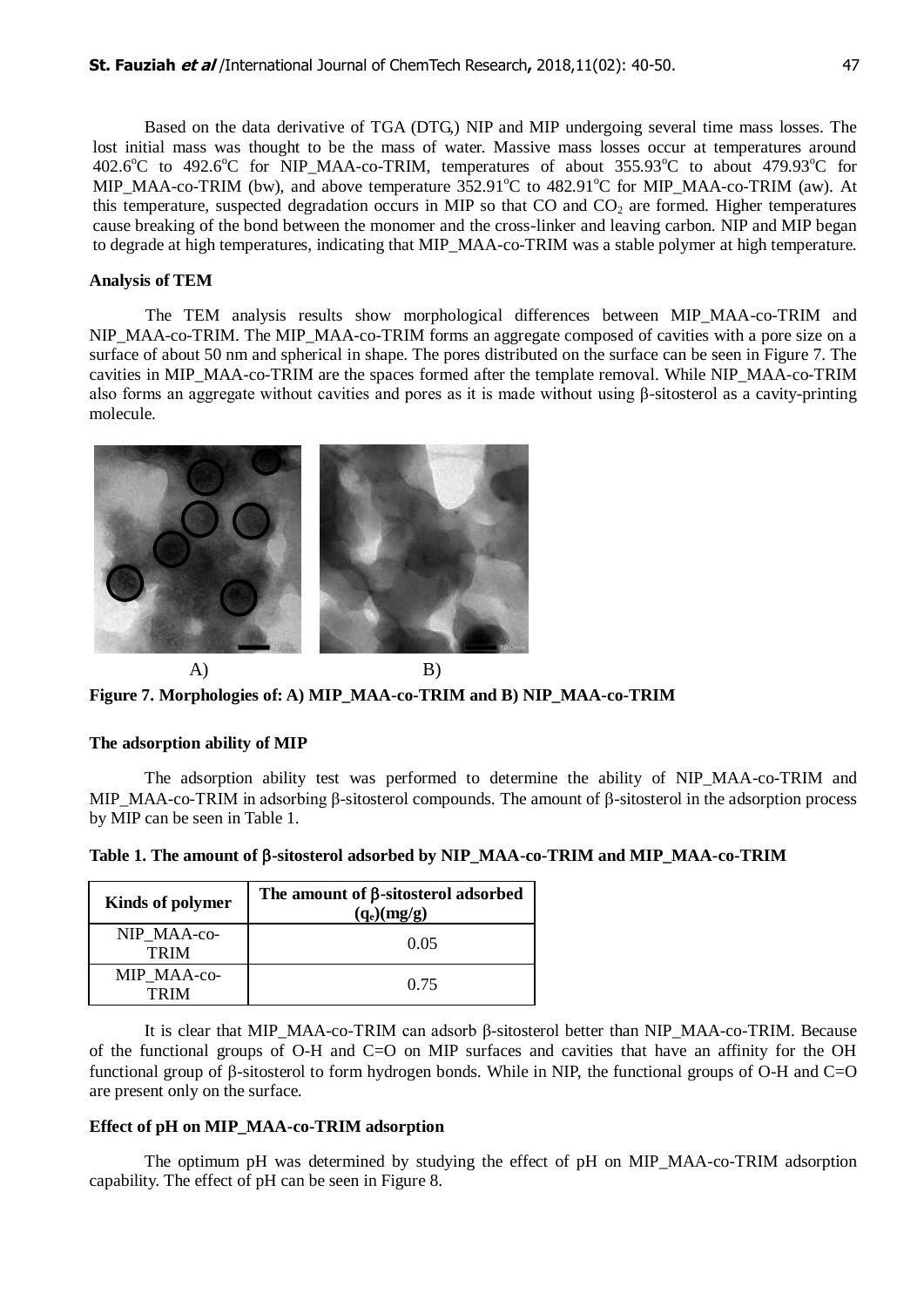Based on the data derivative of TGA (DTG,) NIP and MIP undergoing several time mass losses. The lost initial mass was thought to be the mass of water. Massive mass losses occur at temperatures around 402.6°C to 492.6°C for NIP_MAA-co-TRIM, temperatures of about 355.93°C to about 479.93°C for MIP_MAA-co-TRIM (bw), and above temperature 352.91°C to 482.91°C for MIP_MAA-co-TRIM (aw). At this temperature, suspected degradation occurs in MIP so that CO and $CO_2$ are formed. Higher temperatures cause breaking of the bond between the monomer and the cross-linker and leaving carbon. NIP and MIP began to degrade at high temperatures, indicating that MIP_MAA-co-TRIM was a stable polymer at high temperature.

### Analysis of TEM

The TEM analysis results show morphological differences between MIP_MAA-co-TRIM and NIP_MAA-co-TRIM. The MIP_MAA-co-TRIM forms an aggregate composed of cavities with a pore size on a surface of about 50 nm and spherical in shape. The pores distributed on the surface can be seen in Figure 7. The cavities in MIP_MAA-co-TRIM are the spaces formed after the template removal. While NIP_MAA-co-TRIM also forms an aggregate without cavities and pores as it is made without using β-sitosterol as a cavity-printing molecule.

A) B)

**Figure 7. Morphologies of: A) MIP_MAA-co-TRIM and B) NIP_MAA-co-TRIM**

### The adsorption ability of MIP

The adsorption ability test was performed to determine the ability of NIP_MAA-co-TRIM and MIP_MAA-co-TRIM in adsorbing β-sitosterol compounds. The amount of β-sitosterol in the adsorption process by MIP can be seen in Table 1.

**Table 1. The amount of β-sitosterol adsorbed by NIP_MAA-co-TRIM and MIP_MAA-co-TRIM**

| Kinds of polymer | The amount of β-sitosterol adsorbed ($q_e$)(mg/g) |
|---|---|
| NIP_MAA-co-TRIM | 0.05 |
| MIP_MAA-co-TRIM | 0.75 |

It is clear that MIP_MAA-co-TRIM can adsorb β-sitosterol better than NIP_MAA-co-TRIM. Because of the functional groups of O-H and C=O on MIP surfaces and cavities that have an affinity for the OH functional group of β-sitosterol to form hydrogen bonds. While in NIP, the functional groups of O-H and C=O are present only on the surface.

### Effect of pH on MIP_MAA-co-TRIM adsorption

The optimum pH was determined by studying the effect of pH on MIP_MAA-co-TRIM adsorption capability. The effect of pH can be seen in Figure 8.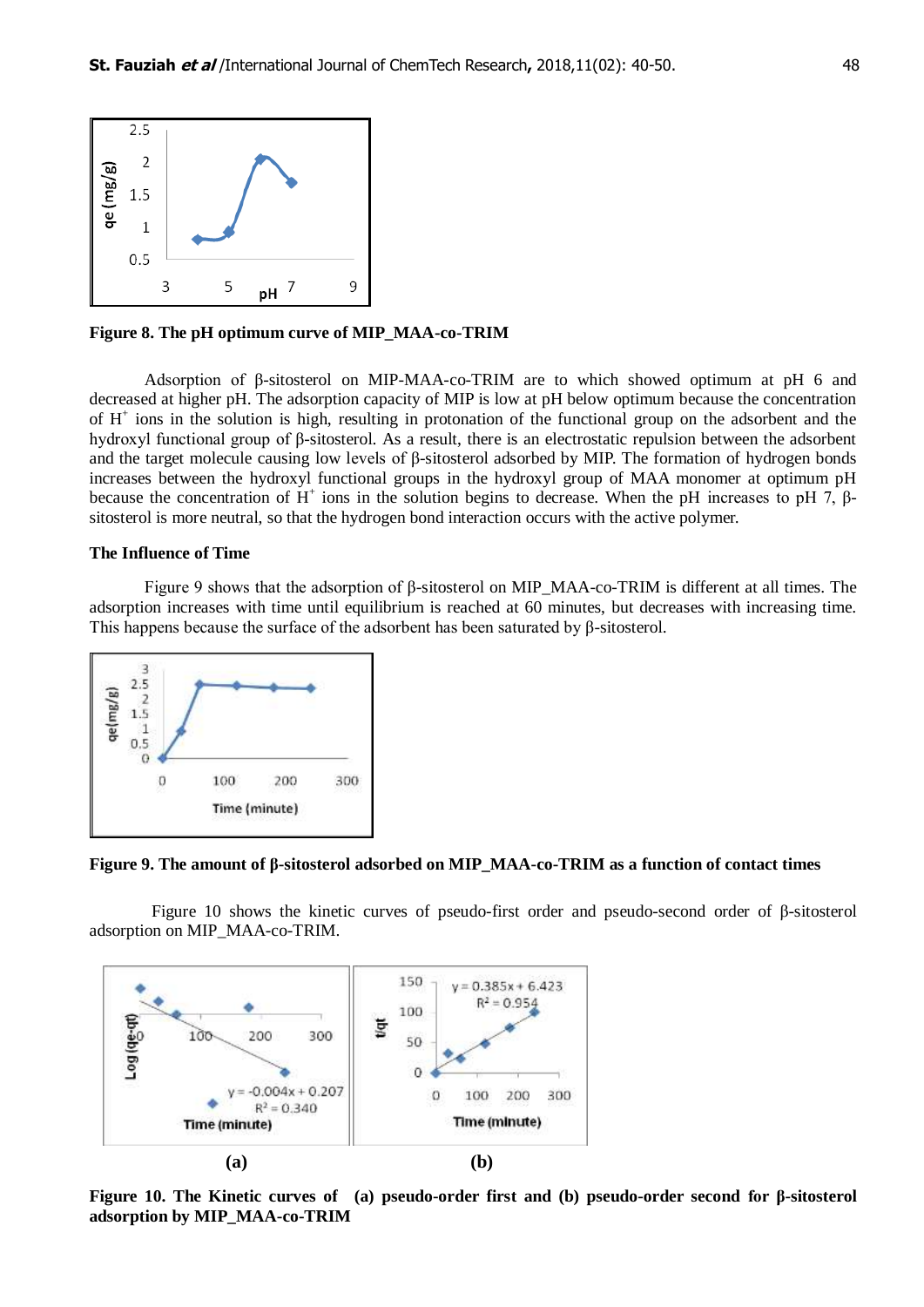**Figure 8. The pH optimum curve of MIP_MAA-co-TRIM**

Adsorption of β-sitosterol on MIP-MAA-co-TRIM are to which showed optimum at pH 6 and decreased at higher pH. The adsorption capacity of MIP is low at pH below optimum because the concentration of $H^+$ ions in the solution is high, resulting in protonation of the functional group on the adsorbent and the hydroxyl functional group of β-sitosterol. As a result, there is an electrostatic repulsion between the adsorbent and the target molecule causing low levels of β-sitosterol adsorbed by MIP. The formation of hydrogen bonds increases between the hydroxyl functional groups in the hydroxyl group of MAA monomer at optimum pH because the concentration of $H^+$ ions in the solution begins to decrease. When the pH increases to pH 7, β-sitosterol is more neutral, so that the hydrogen bond interaction occurs with the active polymer.

### The Influence of Time

Figure 9 shows that the adsorption of β-sitosterol on MIP_MAA-co-TRIM is different at all times. The adsorption increases with time until equilibrium is reached at 60 minutes, but decreases with increasing time. This happens because the surface of the adsorbent has been saturated by β-sitosterol.

**Figure 9. The amount of β-sitosterol adsorbed on MIP_MAA-co-TRIM as a function of contact times**

Figure 10 shows the kinetic curves of pseudo-first order and pseudo-second order of β-sitosterol adsorption on MIP_MAA-co-TRIM.

(a) (b)

**Figure 10. The Kinetic curves of (a) pseudo-order first and (b) pseudo-order second for β-sitosterol adsorption by MIP_MAA-co-TRIM**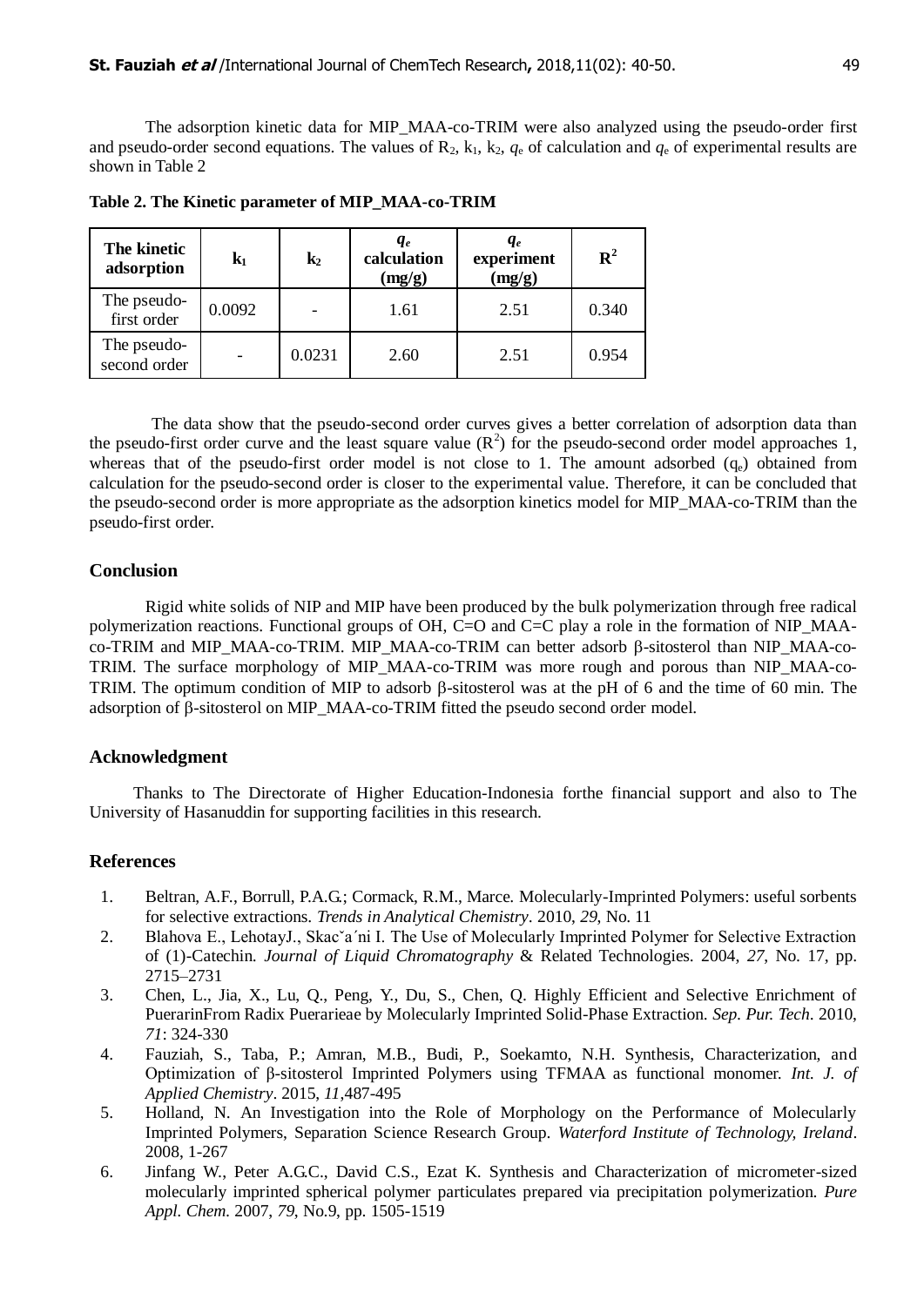The adsorption kinetic data for MIP_MAA-co-TRIM were also analyzed using the pseudo-order first and pseudo-order second equations. The values of $R_2$, $k_1$, $k_2$, $q_e$ of calculation and $q_e$ of experimental results are shown in Table 2

**Table 2. The Kinetic parameter of MIP_MAA-co-TRIM**

| The kinetic adsorption | $k_1$ | $k_2$ | $q_e$ calculation (mg/g) | $q_e$ experiment (mg/g) | $R^2$ |
|---|---|---|---|---|---|
| The pseudo-first order | 0.0092 | - | 1.61 | 2.51 | 0.340 |
| The pseudo-second order | - | 0.0231 | 2.60 | 2.51 | 0.954 |

The data show that the pseudo-second order curves gives a better correlation of adsorption data than the pseudo-first order curve and the least square value ($R^2$) for the pseudo-second order model approaches 1, whereas that of the pseudo-first order model is not close to 1. The amount adsorbed ($q_e$) obtained from calculation for the pseudo-second order is closer to the experimental value. Therefore, it can be concluded that the pseudo-second order is more appropriate as the adsorption kinetics model for MIP_MAA-co-TRIM than the pseudo-first order.

## Conclusion

Rigid white solids of NIP and MIP have been produced by the bulk polymerization through free radical polymerization reactions. Functional groups of OH, C=O and C=C play a role in the formation of NIP_MAA-co-TRIM and MIP_MAA-co-TRIM. MIP_MAA-co-TRIM can better adsorb β-sitosterol than NIP_MAA-co-TRIM. The surface morphology of MIP_MAA-co-TRIM was more rough and porous than NIP_MAA-co-TRIM. The optimum condition of MIP to adsorb β-sitosterol was at the pH of 6 and the time of 60 min. The adsorption of β-sitosterol on MIP_MAA-co-TRIM fitted the pseudo second order model.

## Acknowledgment

Thanks to The Directorate of Higher Education-Indonesia forthe financial support and also to The University of Hasanuddin for supporting facilities in this research.

## References

1. Beltran, A.F., Borrull, P.A.G.; Cormack, R.M., Marce. Molecularly-Imprinted Polymers: useful sorbents for selective extractions. *Trends in Analytical Chemistry*. 2010, *29*, No. 11
2. Blahova E., LehotayJ., Skacˇa´ni I. The Use of Molecularly Imprinted Polymer for Selective Extraction of (1)-Catechin. *Journal of Liquid Chromatography* & Related Technologies. 2004, *27*, No. 17, pp. 2715–2731
3. Chen, L., Jia, X., Lu, Q., Peng, Y., Du, S., Chen, Q. Highly Efficient and Selective Enrichment of PuerarinFrom Radix Puerarieae by Molecularly Imprinted Solid-Phase Extraction. *Sep. Pur. Tech*. 2010, *71*: 324-330
4. Fauziah, S., Taba, P.; Amran, M.B., Budi, P., Soekamto, N.H. Synthesis, Characterization, and Optimization of β-sitosterol Imprinted Polymers using TFMAA as functional monomer. *Int. J. of Applied Chemistry*. 2015, *11*,487-495
5. Holland, N. An Investigation into the Role of Morphology on the Performance of Molecularly Imprinted Polymers, Separation Science Research Group. *Waterford Institute of Technology, Ireland*. 2008, 1-267
6. Jinfang W., Peter A.G.C., David C.S., Ezat K. Synthesis and Characterization of micrometer-sized molecularly imprinted spherical polymer particulates prepared via precipitation polymerization. *Pure Appl. Chem*. 2007, *79*, No.9, pp. 1505-1519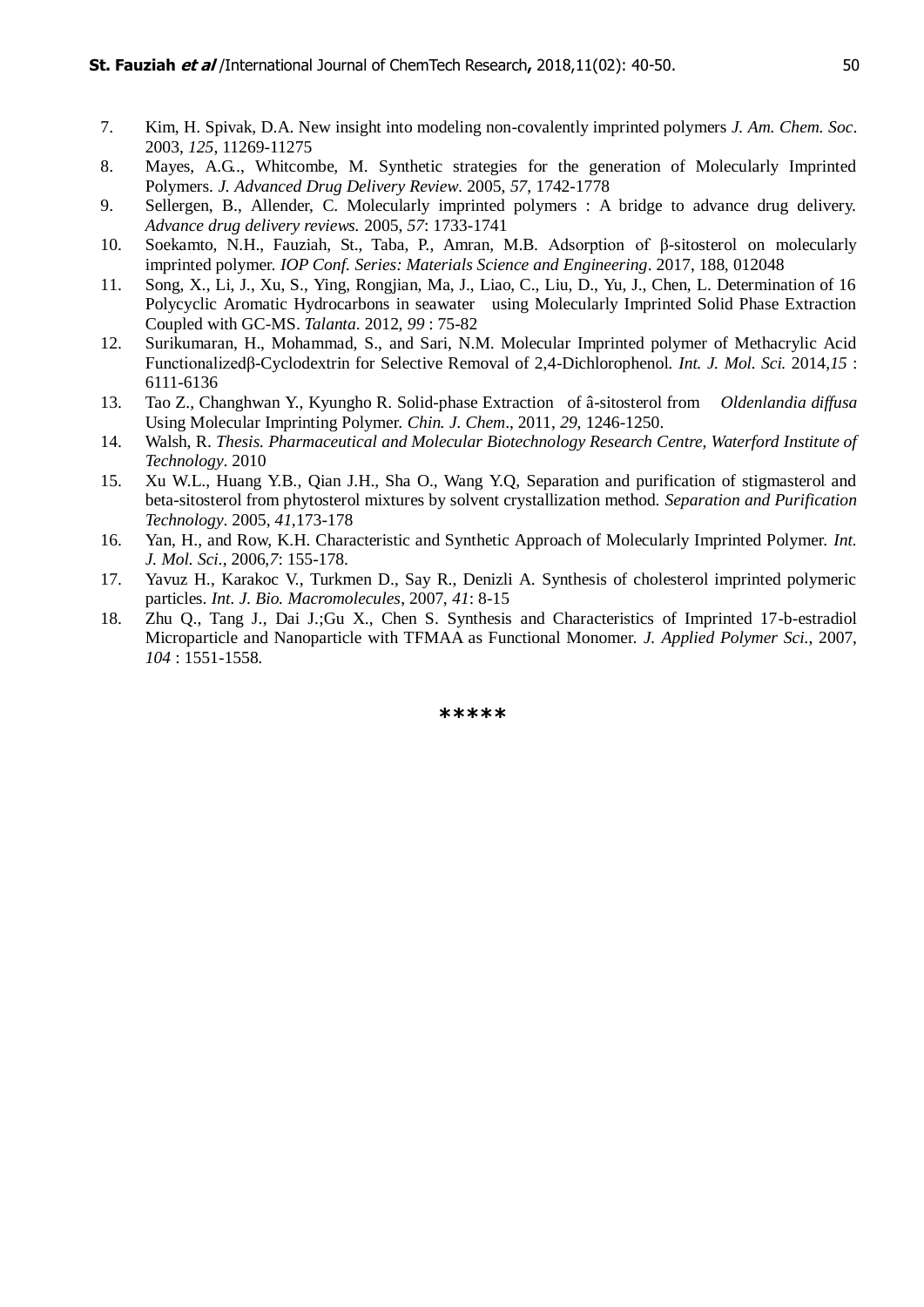7. Kim, H. Spivak, D.A. New insight into modeling non-covalently imprinted polymers *J. Am. Chem. Soc*. 2003, *125*, 11269-11275
8. Mayes, A.G.., Whitcombe, M. Synthetic strategies for the generation of Molecularly Imprinted Polymers. *J. Advanced Drug Delivery Review*. 2005, *57*, 1742-1778
9. Sellergen, B., Allender, C. Molecularly imprinted polymers : A bridge to advance drug delivery. *Advance drug delivery reviews.* 2005, *57*: 1733-1741
10. Soekamto, N.H., Fauziah, St., Taba, P., Amran, M.B. Adsorption of β-sitosterol on molecularly imprinted polymer. *IOP Conf. Series: Materials Science and Engineering*. 2017, 188, 012048
11. Song, X., Li, J., Xu, S., Ying, Rongjian, Ma, J., Liao, C., Liu, D., Yu, J., Chen, L. Determination of 16 Polycyclic Aromatic Hydrocarbons in seawater using Molecularly Imprinted Solid Phase Extraction Coupled with GC-MS. *Talanta*. 2012, *99* : 75-82
12. Surikumaran, H., Mohammad, S., and Sari, N.M. Molecular Imprinted polymer of Methacrylic Acid Functionalizedβ-Cyclodextrin for Selective Removal of 2,4-Dichlorophenol. *Int. J. Mol. Sci.* 2014,*15* : 6111-6136
13. Tao Z., Changhwan Y., Kyungho R. Solid-phase Extraction of â-sitosterol from *Oldenlandia diffusa* Using Molecular Imprinting Polymer. *Chin. J. Chem*., 2011, *29*, 1246-1250.
14. Walsh, R. *Thesis. Pharmaceutical and Molecular Biotechnology Research Centre, Waterford Institute of Technology*. 2010
15. Xu W.L., Huang Y.B., Qian J.H., Sha O., Wang Y.Q, Separation and purification of stigmasterol and beta-sitosterol from phytosterol mixtures by solvent crystallization method. *Separation and Purification Technology*. 2005, *41*,173-178
16. Yan, H., and Row, K.H. Characteristic and Synthetic Approach of Molecularly Imprinted Polymer. *Int. J. Mol. Sci*., 2006,*7*: 155-178.
17. Yavuz H., Karakoc V., Turkmen D., Say R., Denizli A. Synthesis of cholesterol imprinted polymeric particles. *Int. J. Bio. Macromolecules*, 2007, *41*: 8-15
18. Zhu Q., Tang J., Dai J.;Gu X., Chen S. Synthesis and Characteristics of Imprinted 17-b-estradiol Microparticle and Nanoparticle with TFMAA as Functional Monomer. *J. Applied Polymer Sci.*, 2007, *104* : 1551-1558.

*****